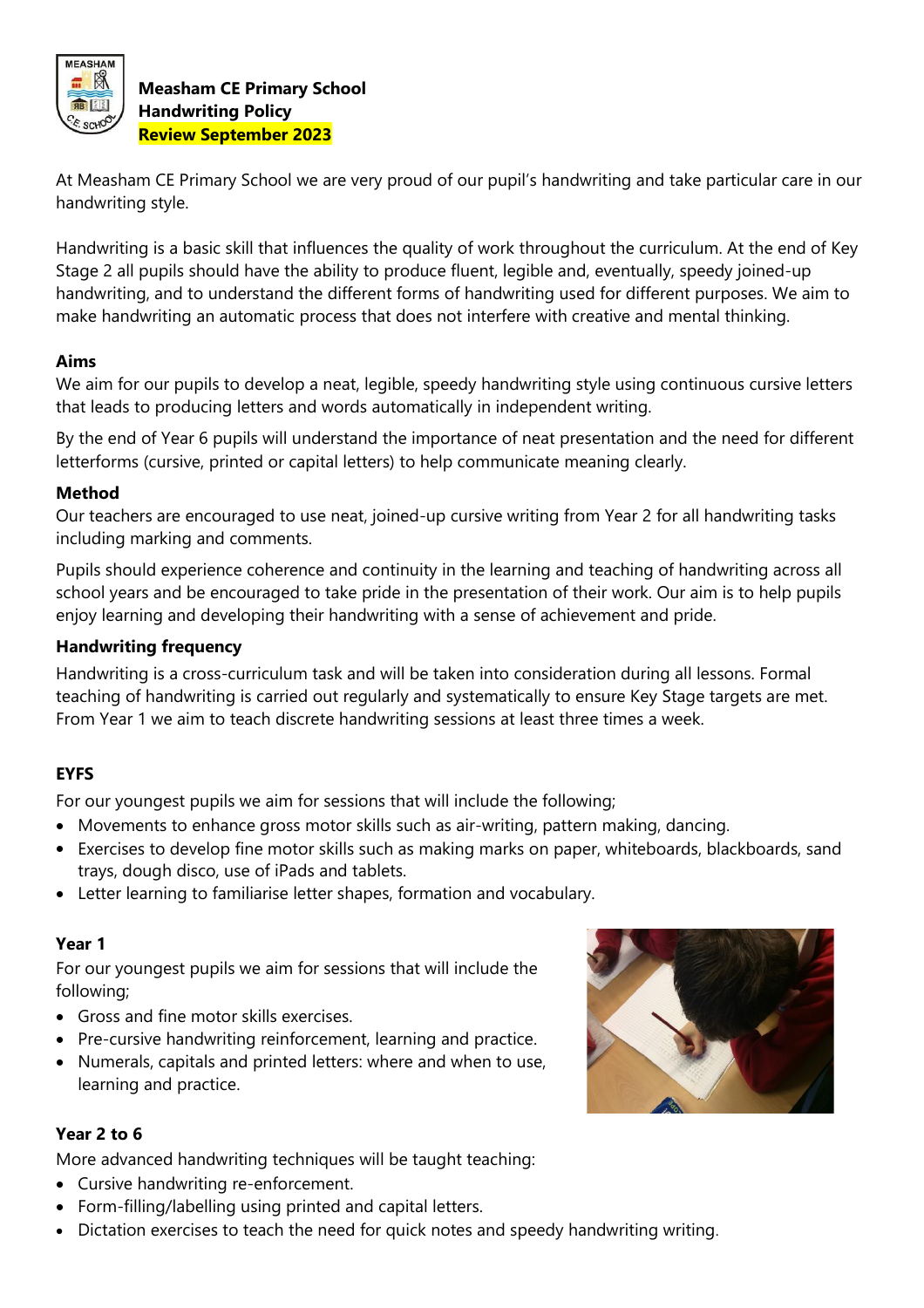**Measham CE Primary School**
**Handwriting Policy**
**Review September 2023**

At Measham CE Primary School we are very proud of our pupil's handwriting and take particular care in our handwriting style.

Handwriting is a basic skill that influences the quality of work throughout the curriculum. At the end of Key Stage 2 all pupils should have the ability to produce fluent, legible and, eventually, speedy joined-up handwriting, and to understand the different forms of handwriting used for different purposes. We aim to make handwriting an automatic process that does not interfere with creative and mental thinking.

### Aims

We aim for our pupils to develop a neat, legible, speedy handwriting style using continuous cursive letters that leads to producing letters and words automatically in independent writing.

By the end of Year 6 pupils will understand the importance of neat presentation and the need for different letterforms (cursive, printed or capital letters) to help communicate meaning clearly.

### Method

Our teachers are encouraged to use neat, joined-up cursive writing from Year 2 for all handwriting tasks including marking and comments.

Pupils should experience coherence and continuity in the learning and teaching of handwriting across all school years and be encouraged to take pride in the presentation of their work. Our aim is to help pupils enjoy learning and developing their handwriting with a sense of achievement and pride.

### Handwriting frequency

Handwriting is a cross-curriculum task and will be taken into consideration during all lessons. Formal teaching of handwriting is carried out regularly and systematically to ensure Key Stage targets are met. From Year 1 we aim to teach discrete handwriting sessions at least three times a week.

### EYFS

For our youngest pupils we aim for sessions that will include the following;

- Movements to enhance gross motor skills such as air-writing, pattern making, dancing.
- Exercises to develop fine motor skills such as making marks on paper, whiteboards, blackboards, sand trays, dough disco, use of iPads and tablets.
- Letter learning to familiarise letter shapes, formation and vocabulary.

### Year 1

For our youngest pupils we aim for sessions that will include the following;

- Gross and fine motor skills exercises.
- Pre-cursive handwriting reinforcement, learning and practice.
- Numerals, capitals and printed letters: where and when to use, learning and practice.

### Year 2 to 6

More advanced handwriting techniques will be taught teaching:

- Cursive handwriting re-enforcement.
- Form-filling/labelling using printed and capital letters.
- Dictation exercises to teach the need for quick notes and speedy handwriting writing.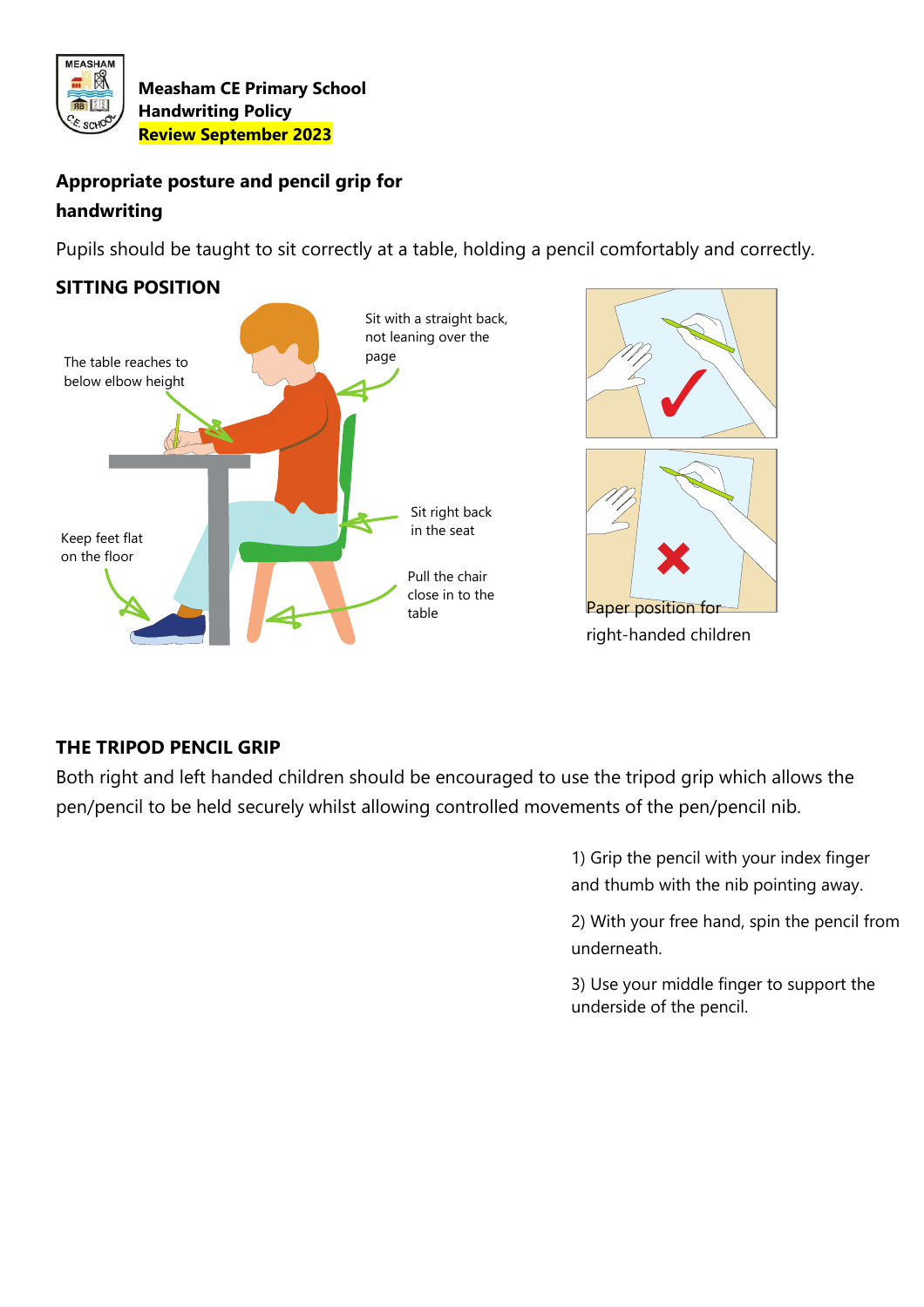**Measham CE Primary School**
**Handwriting Policy**
**Review September 2023**

## Appropriate posture and pencil grip for handwriting

Pupils should be taught to sit correctly at a table, holding a pencil comfortably and correctly.

### SITTING POSITION

The table reaches to below elbow height

Sit with a straight back, not leaning over the page

Sit right back in the seat

Keep feet flat on the floor

Pull the chair close in to the table

Paper position for right-handed children

### THE TRIPOD PENCIL GRIP

Both right and left handed children should be encouraged to use the tripod grip which allows the pen/pencil to be held securely whilst allowing controlled movements of the pen/pencil nib.

1) Grip the pencil with your index finger and thumb with the nib pointing away.

2) With your free hand, spin the pencil from underneath.

3) Use your middle finger to support the underside of the pencil.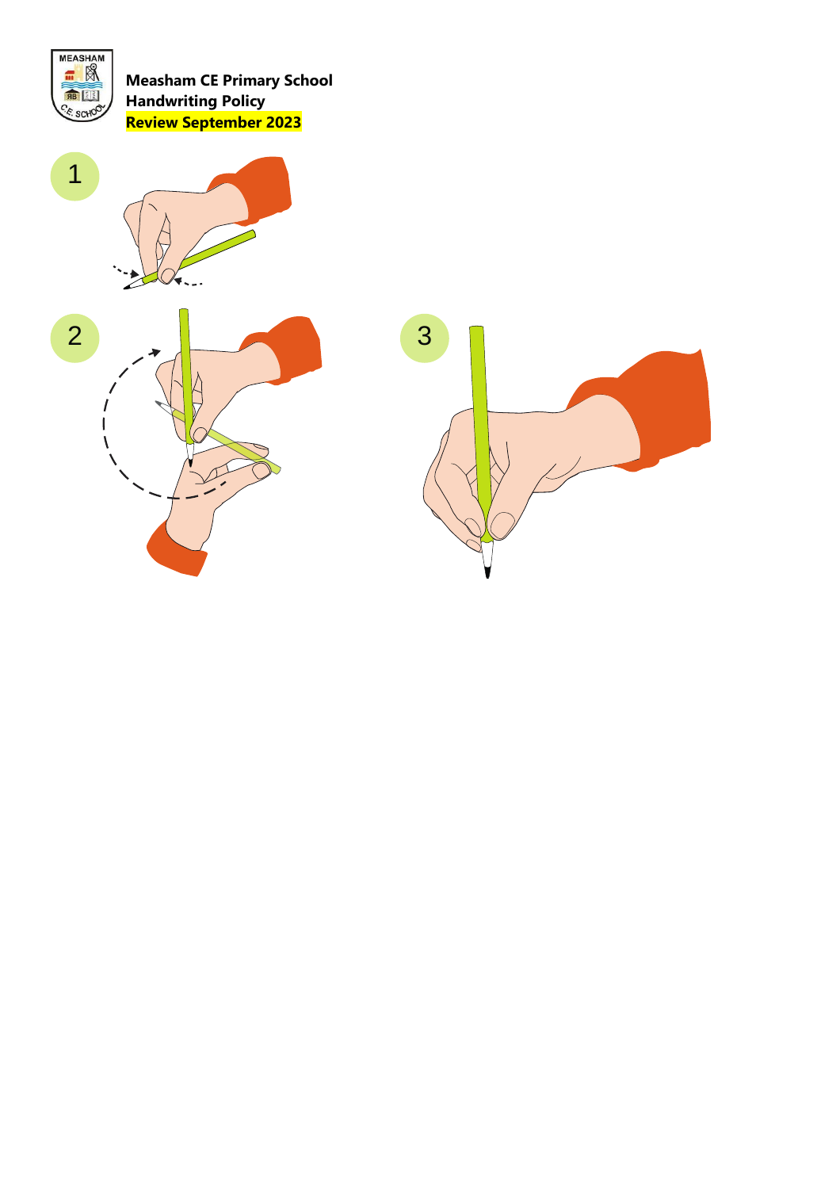**Measham CE Primary School**
**Handwriting Policy**
**Review September 2023**

1

2

3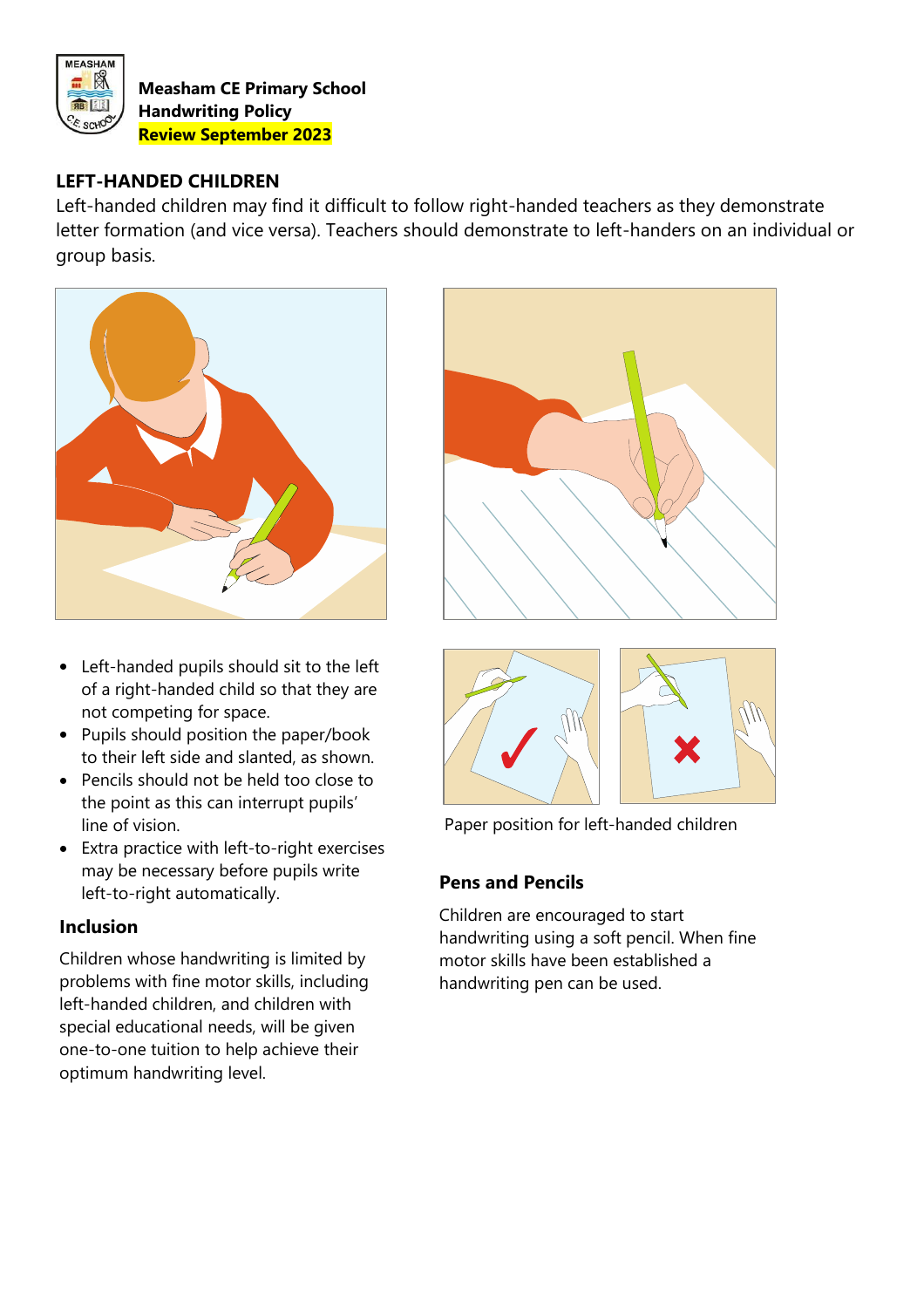Measham CE Primary School
Handwriting Policy
Review September 2023

## LEFT-HANDED CHILDREN

Left-handed children may find it difficult to follow right-handed teachers as they demonstrate letter formation (and vice versa). Teachers should demonstrate to left-handers on an individual or group basis.

- Left-handed pupils should sit to the left of a right-handed child so that they are not competing for space.
- Pupils should position the paper/book to their left side and slanted, as shown.
- Pencils should not be held too close to the point as this can interrupt pupils' line of vision.
- Extra practice with left-to-right exercises may be necessary before pupils write left-to-right automatically.

Paper position for left-handed children

### Inclusion

Children whose handwriting is limited by problems with fine motor skills, including left-handed children, and children with special educational needs, will be given one-to-one tuition to help achieve their optimum handwriting level.

### Pens and Pencils

Children are encouraged to start handwriting using a soft pencil. When fine motor skills have been established a handwriting pen can be used.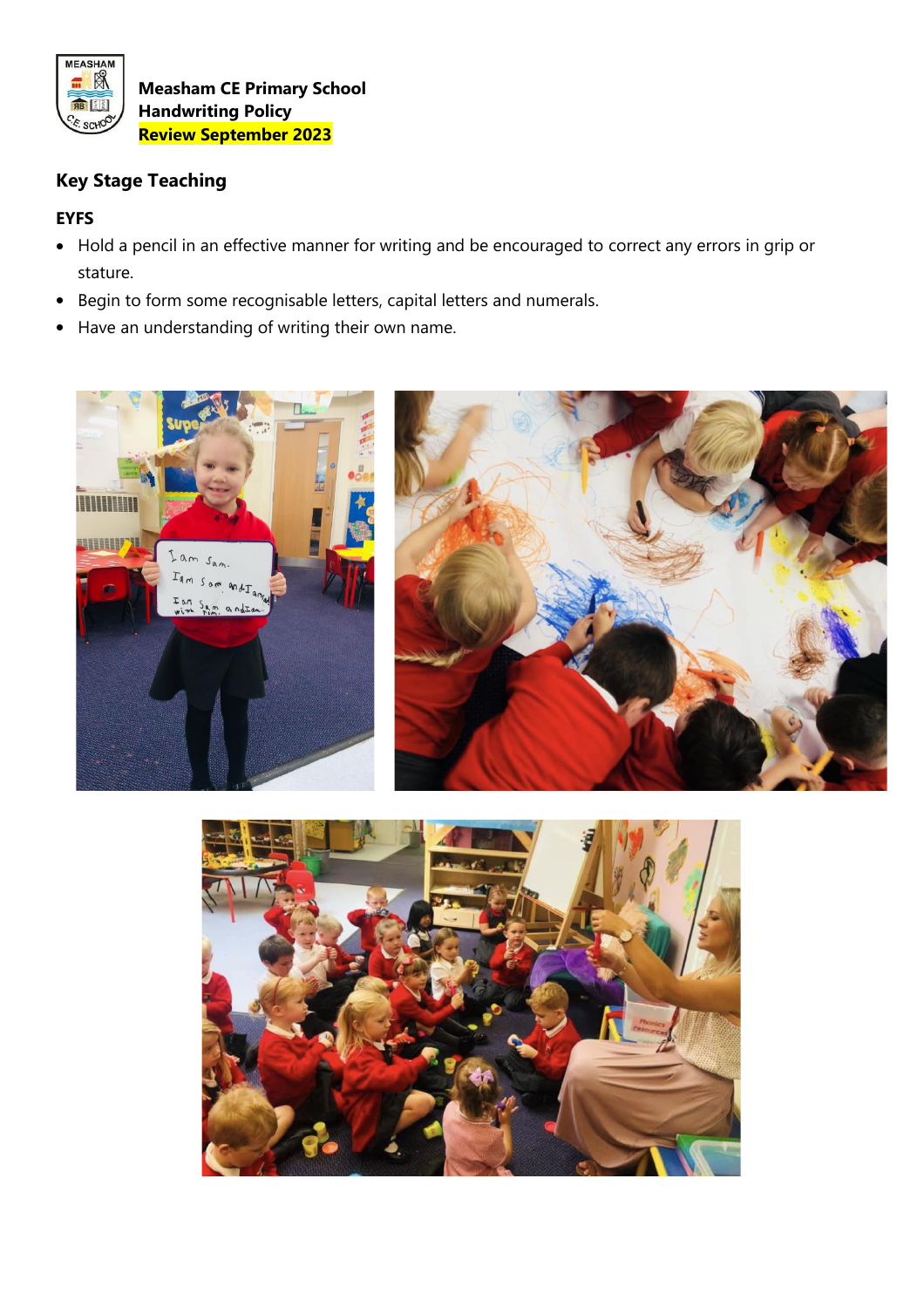**Measham CE Primary School**
**Handwriting Policy**
**Review September 2023**

## Key Stage Teaching

### EYFS

- Hold a pencil in an effective manner for writing and be encouraged to correct any errors in grip or stature.
- Begin to form some recognisable letters, capital letters and numerals.
- Have an understanding of writing their own name.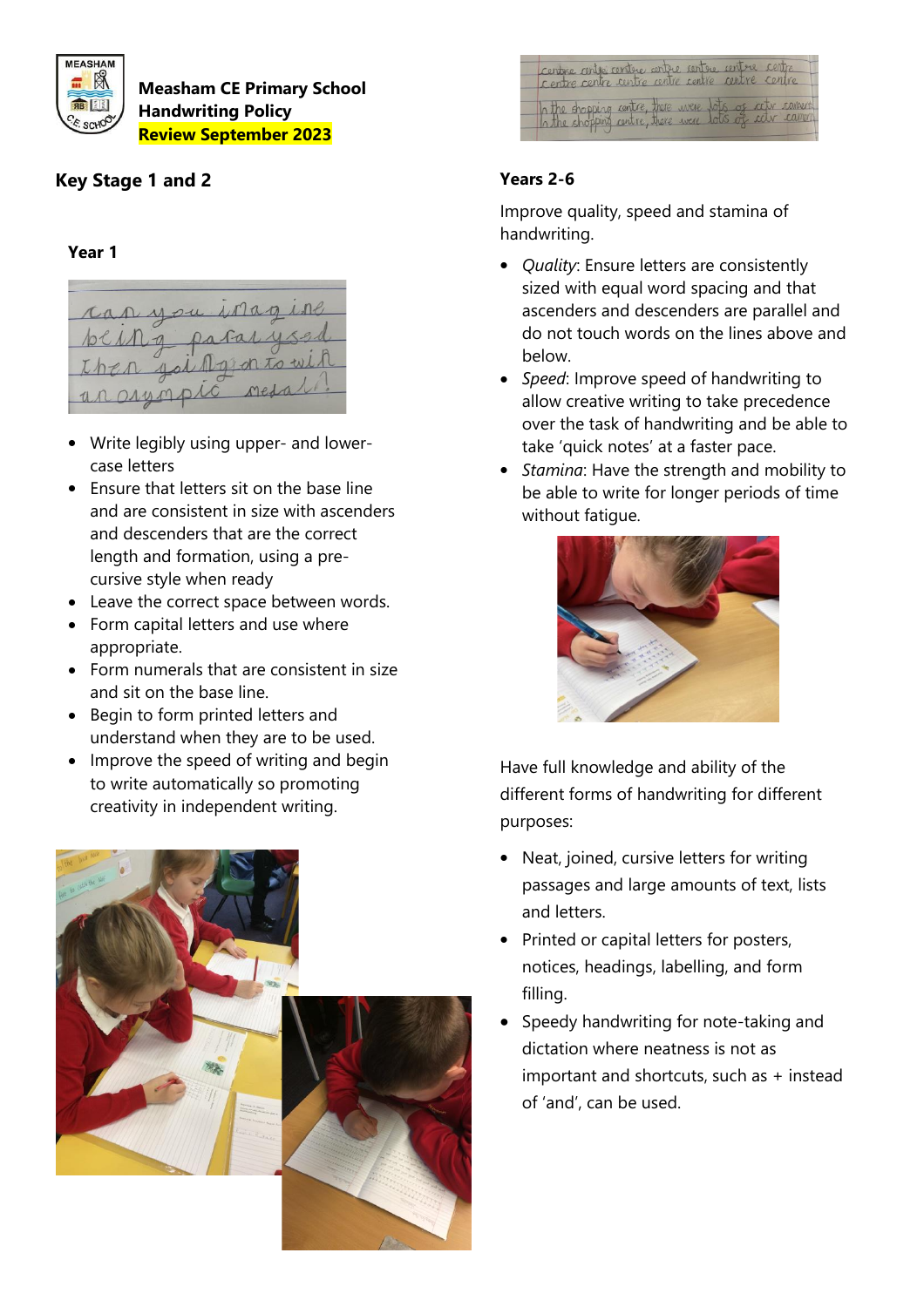**Measham CE Primary School**
**Handwriting Policy**
**Review September 2023**

## Key Stage 1 and 2

### Year 1

- Write legibly using upper- and lower-case letters
- Ensure that letters sit on the base line and are consistent in size with ascenders and descenders that are the correct length and formation, using a pre-cursive style when ready
- Leave the correct space between words.
- Form capital letters and use where appropriate.
- Form numerals that are consistent in size and sit on the base line.
- Begin to form printed letters and understand when they are to be used.
- Improve the speed of writing and begin to write automatically so promoting creativity in independent writing.

### Years 2-6

Improve quality, speed and stamina of handwriting.

- *Quality*: Ensure letters are consistently sized with equal word spacing and that ascenders and descenders are parallel and do not touch words on the lines above and below.
- *Speed*: Improve speed of handwriting to allow creative writing to take precedence over the task of handwriting and be able to take 'quick notes' at a faster pace.
- *Stamina*: Have the strength and mobility to be able to write for longer periods of time without fatigue.

Have full knowledge and ability of the different forms of handwriting for different purposes:

- Neat, joined, cursive letters for writing passages and large amounts of text, lists and letters.
- Printed or capital letters for posters, notices, headings, labelling, and form filling.
- Speedy handwriting for note-taking and dictation where neatness is not as important and shortcuts, such as + instead of 'and', can be used.